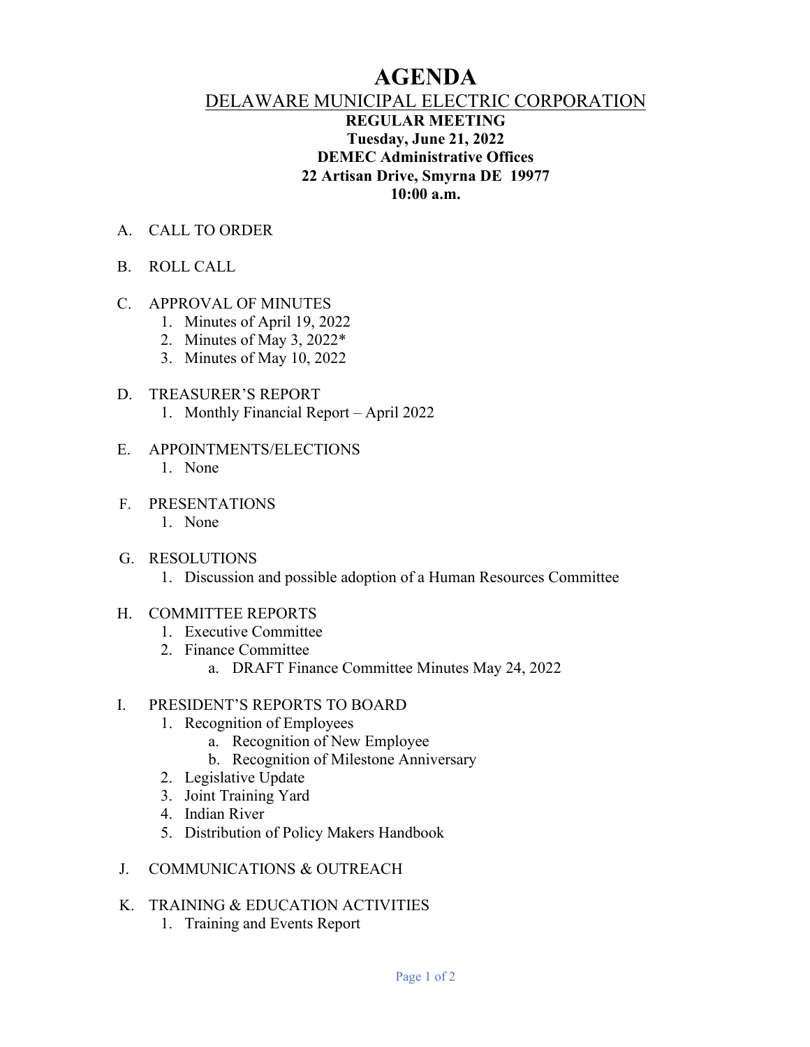# AGENDA

## DELAWARE MUNICIPAL ELECTRIC CORPORATION

**REGULAR MEETING**
**Tuesday, June 21, 2022**
**DEMEC Administrative Offices**
**22 Artisan Drive, Smyrna DE 19977**
**10:00 a.m.**

A. CALL TO ORDER

B. ROLL CALL

C. APPROVAL OF MINUTES
   1. Minutes of April 19, 2022
   2. Minutes of May 3, 2022*
   3. Minutes of May 10, 2022

D. TREASURER'S REPORT
   1. Monthly Financial Report – April 2022

E. APPOINTMENTS/ELECTIONS
   1. None

F. PRESENTATIONS
   1. None

G. RESOLUTIONS
   1. Discussion and possible adoption of a Human Resources Committee

H. COMMITTEE REPORTS
   1. Executive Committee
   2. Finance Committee
      a. DRAFT Finance Committee Minutes May 24, 2022

I. PRESIDENT'S REPORTS TO BOARD
   1. Recognition of Employees
      a. Recognition of New Employee
      b. Recognition of Milestone Anniversary
   2. Legislative Update
   3. Joint Training Yard
   4. Indian River
   5. Distribution of Policy Makers Handbook

J. COMMUNICATIONS & OUTREACH

K. TRAINING & EDUCATION ACTIVITIES
   1. Training and Events Report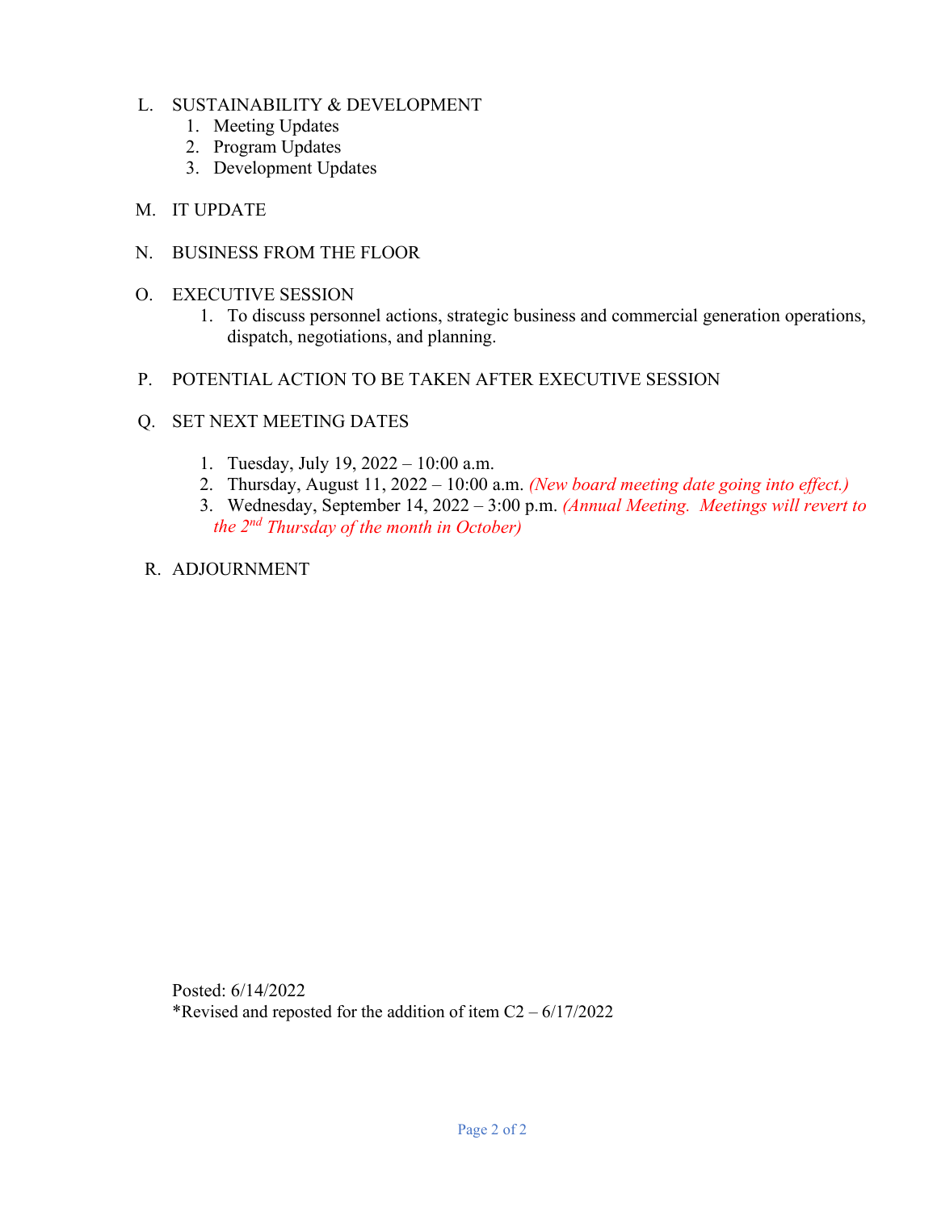L. SUSTAINABILITY & DEVELOPMENT
   1. Meeting Updates
   2. Program Updates
   3. Development Updates

M. IT UPDATE

N. BUSINESS FROM THE FLOOR

O. EXECUTIVE SESSION
   1. To discuss personnel actions, strategic business and commercial generation operations, dispatch, negotiations, and planning.

P. POTENTIAL ACTION TO BE TAKEN AFTER EXECUTIVE SESSION

Q. SET NEXT MEETING DATES
   1. Tuesday, July 19, 2022 – 10:00 a.m.
   2. Thursday, August 11, 2022 – 10:00 a.m. *(New board meeting date going into effect.)*
   3. Wednesday, September 14, 2022 – 3:00 p.m. *(Annual Meeting. Meetings will revert to the 2nd Thursday of the month in October)*

R. ADJOURNMENT

Posted: 6/14/2022
*Revised and reposted for the addition of item C2 – 6/17/2022